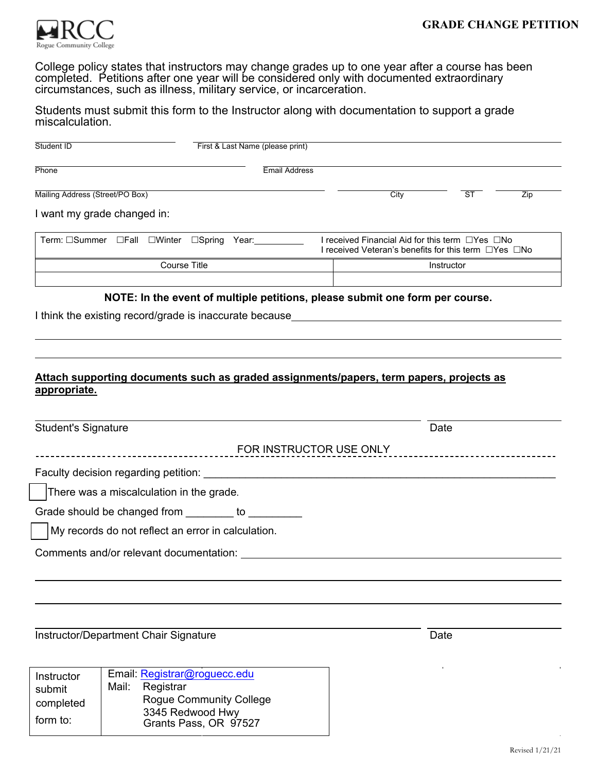Rogue Community College

# GRADE CHANGE PETITION

College policy states that instructors may change grades up to one year after a course has been completed. Petitions after one year will be considered only with documented extraordinary circumstances, such as illness, military service, or incarceration.

Students must submit this form to the Instructor along with documentation to support a grade miscalculation.

Student ID ____________________ First & Last Name (please print) ____________________

Phone ____________________ Email Address ____________________

Mailing Address (Street/PO Box) ____________________ City __________ ST ____ Zip ______

I want my grade changed in:

| Term: ☐Summer ☐Fall ☐Winter ☐Spring Year:__________ | I received Financial Aid for this term ☐Yes ☐No<br>I received Veteran's benefits for this term ☐Yes ☐No |
|---|---|
| Course Title | Instructor |
| | |

**NOTE: In the event of multiple petitions, please submit one form per course.**

I think the existing record/grade is inaccurate because ____________________

____________________

____________________

**Attach supporting documents such as graded assignments/papers, term papers, projects as appropriate.**

____________________ ____________________

Student's Signature Date

FOR INSTRUCTOR USE ONLY

Faculty decision regarding petition: ____________________

☐ There was a miscalculation in the grade.

Grade should be changed from ________ to _________

☐ My records do not reflect an error in calculation.

Comments and/or relevant documentation: ____________________

____________________

____________________

____________________ ____________________

Instructor/Department Chair Signature Date

| Instructor submit completed form to: | Email: Registrar@roguecc.edu<br>Mail: Registrar<br>Rogue Community College<br>3345 Redwood Hwy<br>Grants Pass, OR 97527 |
|---|---|

Revised 1/21/21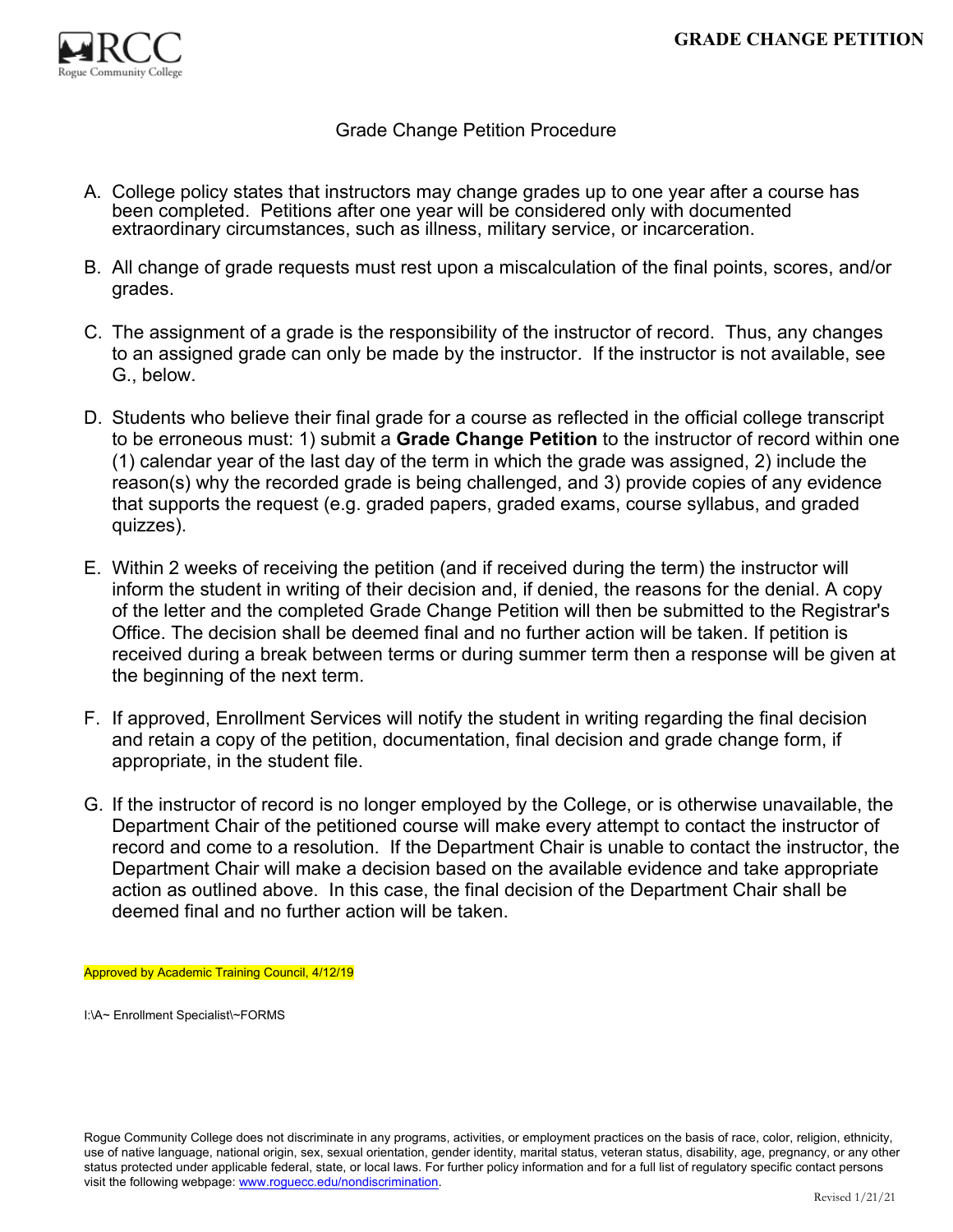# Grade Change Petition Procedure

A. College policy states that instructors may change grades up to one year after a course has been completed. Petitions after one year will be considered only with documented extraordinary circumstances, such as illness, military service, or incarceration.

B. All change of grade requests must rest upon a miscalculation of the final points, scores, and/or grades.

C. The assignment of a grade is the responsibility of the instructor of record. Thus, any changes to an assigned grade can only be made by the instructor. If the instructor is not available, see G., below.

D. Students who believe their final grade for a course as reflected in the official college transcript to be erroneous must: 1) submit a **Grade Change Petition** to the instructor of record within one (1) calendar year of the last day of the term in which the grade was assigned, 2) include the reason(s) why the recorded grade is being challenged, and 3) provide copies of any evidence that supports the request (e.g. graded papers, graded exams, course syllabus, and graded quizzes).

E. Within 2 weeks of receiving the petition (and if received during the term) the instructor will inform the student in writing of their decision and, if denied, the reasons for the denial. A copy of the letter and the completed Grade Change Petition will then be submitted to the Registrar's Office. The decision shall be deemed final and no further action will be taken. If petition is received during a break between terms or during summer term then a response will be given at the beginning of the next term.

F. If approved, Enrollment Services will notify the student in writing regarding the final decision and retain a copy of the petition, documentation, final decision and grade change form, if appropriate, in the student file.

G. If the instructor of record is no longer employed by the College, or is otherwise unavailable, the Department Chair of the petitioned course will make every attempt to contact the instructor of record and come to a resolution. If the Department Chair is unable to contact the instructor, the Department Chair will make a decision based on the available evidence and take appropriate action as outlined above. In this case, the final decision of the Department Chair shall be deemed final and no further action will be taken.

Approved by Academic Training Council, 4/12/19

I:\A~ Enrollment Specialist\~FORMS

Rogue Community College does not discriminate in any programs, activities, or employment practices on the basis of race, color, religion, ethnicity, use of native language, national origin, sex, sexual orientation, gender identity, marital status, veteran status, disability, age, pregnancy, or any other status protected under applicable federal, state, or local laws. For further policy information and for a full list of regulatory specific contact persons visit the following webpage: www.roguecc.edu/nondiscrimination.

Revised 1/21/21